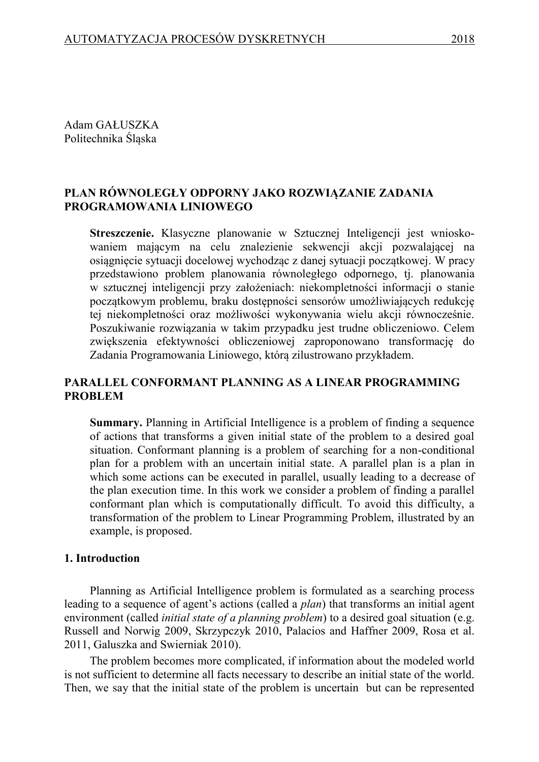Adam GAŁUSZKA  
Politechnika Śląska

## PLAN RÓWNOLEGŁY ODPORNY JAKO ROZWIĄZANIE ZADANIA PROGRAMOWANIA LINIOWEGO

**Streszczenie.** Klasyczne planowanie w Sztucznej Inteligencji jest wnioskowaniem mającym na celu znalezienie sekwencji akcji pozwalającej na osiągnięcie sytuacji docelowej wychodząc z danej sytuacji początkowej. W pracy przedstawiono problem planowania równoległego odpornego, tj. planowania w sztucznej inteligencji przy założeniach: niekompletności informacji o stanie początkowym problemu, braku dostępności sensorów umożliwiających redukcję tej niekompletności oraz możliwości wykonywania wielu akcji równocześnie. Poszukiwanie rozwiązania w takim przypadku jest trudne obliczeniowo. Celem zwiększenia efektywności obliczeniowej zaproponowano transformację do Zadania Programowania Liniowego, którą zilustrowano przykładem.

## PARALLEL CONFORMANT PLANNING AS A LINEAR PROGRAMMING PROBLEM

**Summary.** Planning in Artificial Intelligence is a problem of finding a sequence of actions that transforms a given initial state of the problem to a desired goal situation. Conformant planning is a problem of searching for a non-conditional plan for a problem with an uncertain initial state. A parallel plan is a plan in which some actions can be executed in parallel, usually leading to a decrease of the plan execution time. In this work we consider a problem of finding a parallel conformant plan which is computationally difficult. To avoid this difficulty, a transformation of the problem to Linear Programming Problem, illustrated by an example, is proposed.

### 1. Introduction

Planning as Artificial Intelligence problem is formulated as a searching process leading to a sequence of agent's actions (called a *plan*) that transforms an initial agent environment (called *initial state of a planning problem*) to a desired goal situation (e.g. Russell and Norwig 2009, Skrzypczyk 2010, Palacios and Haffner 2009, Rosa et al. 2011, Galuszka and Swierniak 2010).

The problem becomes more complicated, if information about the modeled world is not sufficient to determine all facts necessary to describe an initial state of the world. Then, we say that the initial state of the problem is uncertain but can be represented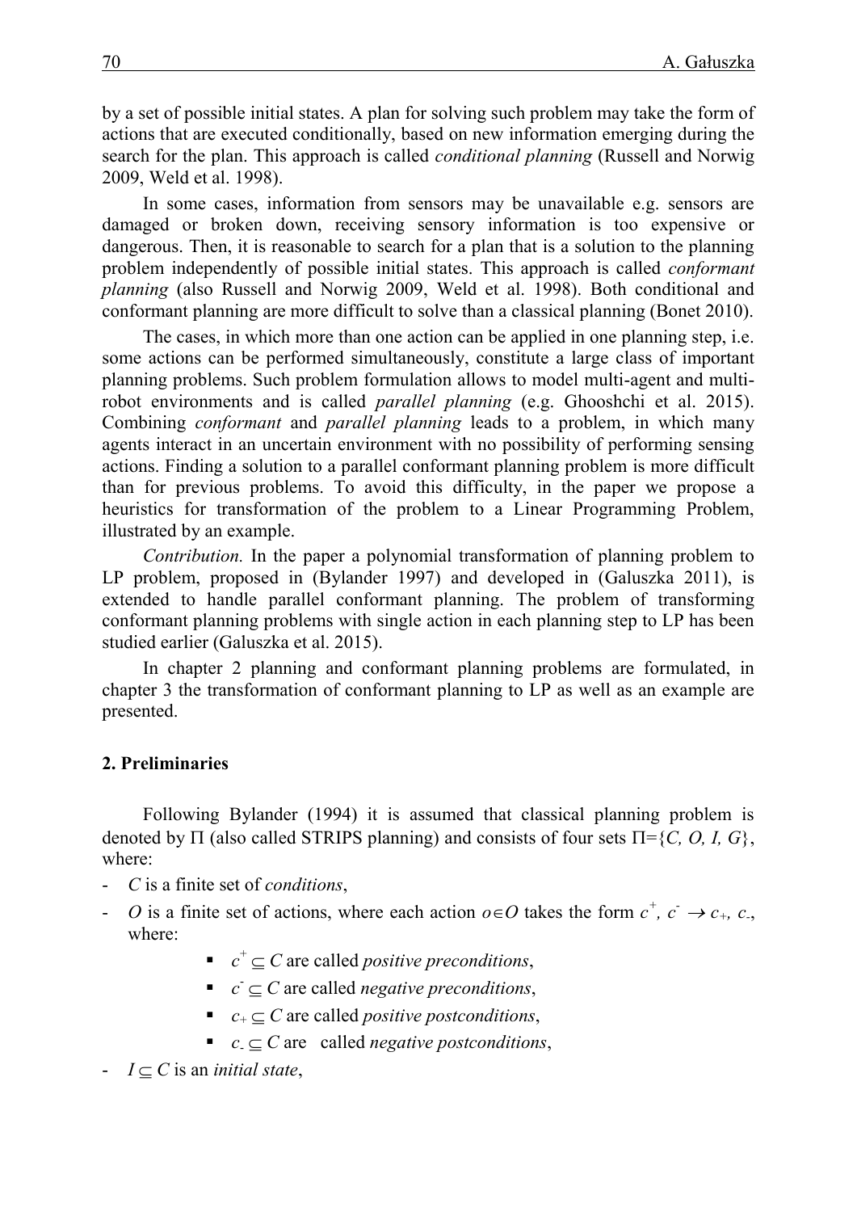by a set of possible initial states. A plan for solving such problem may take the form of actions that are executed conditionally, based on new information emerging during the search for the plan. This approach is called *conditional planning* (Russell and Norwig 2009, Weld et al. 1998).

In some cases, information from sensors may be unavailable e.g. sensors are damaged or broken down, receiving sensory information is too expensive or dangerous. Then, it is reasonable to search for a plan that is a solution to the planning problem independently of possible initial states. This approach is called *conformant planning* (also Russell and Norwig 2009, Weld et al. 1998). Both conditional and conformant planning are more difficult to solve than a classical planning (Bonet 2010).

The cases, in which more than one action can be applied in one planning step, i.e. some actions can be performed simultaneously, constitute a large class of important planning problems. Such problem formulation allows to model multi-agent and multi-robot environments and is called *parallel planning* (e.g. Ghooshchi et al. 2015). Combining *conformant* and *parallel planning* leads to a problem, in which many agents interact in an uncertain environment with no possibility of performing sensing actions. Finding a solution to a parallel conformant planning problem is more difficult than for previous problems. To avoid this difficulty, in the paper we propose a heuristics for transformation of the problem to a Linear Programming Problem, illustrated by an example.

*Contribution.* In the paper a polynomial transformation of planning problem to LP problem, proposed in (Bylander 1997) and developed in (Galuszka 2011), is extended to handle parallel conformant planning. The problem of transforming conformant planning problems with single action in each planning step to LP has been studied earlier (Galuszka et al. 2015).

In chapter 2 planning and conformant planning problems are formulated, in chapter 3 the transformation of conformant planning to LP as well as an example are presented.

## 2. Preliminaries

Following Bylander (1994) it is assumed that classical planning problem is denoted by $\Pi$ (also called STRIPS planning) and consists of four sets $\Pi=\{C, O, I, G\}$, where:

- $C$ is a finite set of *conditions*,
- $O$ is a finite set of actions, where each action $o \in O$ takes the form $c^+, c^- \rightarrow c_+, c_-$, where:
    - $c^+ \subseteq C$ are called *positive preconditions*,
    - $c^- \subseteq C$ are called *negative preconditions*,
    - $c_+ \subseteq C$ are called *positive postconditions*,
    - $c_- \subseteq C$ are called *negative postconditions*,
- $I \subseteq C$ is an *initial state*,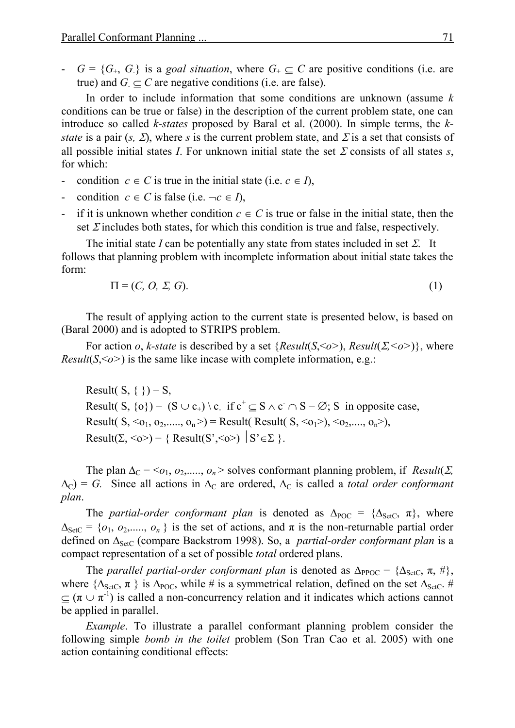- $G = \{G_+, G_-\}$ is a *goal situation*, where $G_+ \subseteq C$ are positive conditions (i.e. are true) and $G_- \subseteq C$ are negative conditions (i.e. are false).

In order to include information that some conditions are unknown (assume $k$ conditions can be true or false) in the description of the current problem state, one can introduce so called *k-states* proposed by Baral et al. (2000). In simple terms, the *k-state* is a pair $(s, \Sigma)$, where $s$ is the current problem state, and $\Sigma$ is a set that consists of all possible initial states $I$. For unknown initial state the set $\Sigma$ consists of all states $s$, for which:

- condition $c \in C$ is true in the initial state (i.e. $c \in I$),
- condition $c \in C$ is false (i.e. $\neg c \in I$),
- if it is unknown whether condition $c \in C$ is true or false in the initial state, then the set $\Sigma$ includes both states, for which this condition is true and false, respectively.

The initial state $I$ can be potentially any state from states included in set $\Sigma$. It follows that planning problem with incomplete information about initial state takes the form:

$$\Pi = (C, O, \Sigma, G). \tag{1}$$

The result of applying action to the current state is presented below, is based on (Baral 2000) and is adopted to STRIPS problem.

For action $o$, *k-state* is described by a set $\{Result(S,<o>), Result(\Sigma,<o>)\}$, where $Result(S,<o>)$ is the same like incase with complete information, e.g.:

$$\text{Result}(S, \{\}) = S,$$

$$\text{Result}(S, \{o\}) = (S \cup c_+) \setminus c_- \text{ if } c^+ \subseteq S \wedge c^- \cap S = \emptyset;\ S \text{ in opposite case,}$$

$$\text{Result}(S, <o_1, o_2, \ldots, o_n>) = \text{Result}(\text{Result}(S, <o_1>), <o_2, \ldots, o_n>),$$

$$\text{Result}(\Sigma, <o>) = \{\text{Result}(S',<o>) \mid S' \in \Sigma\}.$$

The plan $\Delta_C = <o_1, o_2, \ldots, o_n>$ solves conformant planning problem, if $Result(\Sigma, \Delta_C) = G$. Since all actions in $\Delta_C$ are ordered, $\Delta_C$ is called a *total order conformant plan*.

The *partial-order conformant plan* is denoted as $\Delta_{POC} = \{\Delta_{SetC}, \pi\}$, where $\Delta_{SetC} = \{o_1, o_2, \ldots, o_n\}$ is the set of actions, and $\pi$ is the non-returnable partial order defined on $\Delta_{SetC}$ (compare Backstrom 1998). So, a *partial-order conformant plan* is a compact representation of a set of possible *total* ordered plans.

The *parallel partial-order conformant plan* is denoted as $\Delta_{PPOC} = \{\Delta_{SetC}, \pi, \#\}$, where $\{\Delta_{SetC}, \pi\}$ is $\Delta_{POC}$, while # is a symmetrical relation, defined on the set $\Delta_{SetC}$. $\# \subseteq (\pi \cup \pi^{-1})$ is called a non-concurrency relation and it indicates which actions cannot be applied in parallel.

*Example*. To illustrate a parallel conformant planning problem consider the following simple *bomb in the toilet* problem (Son Tran Cao et al. 2005) with one action containing conditional effects: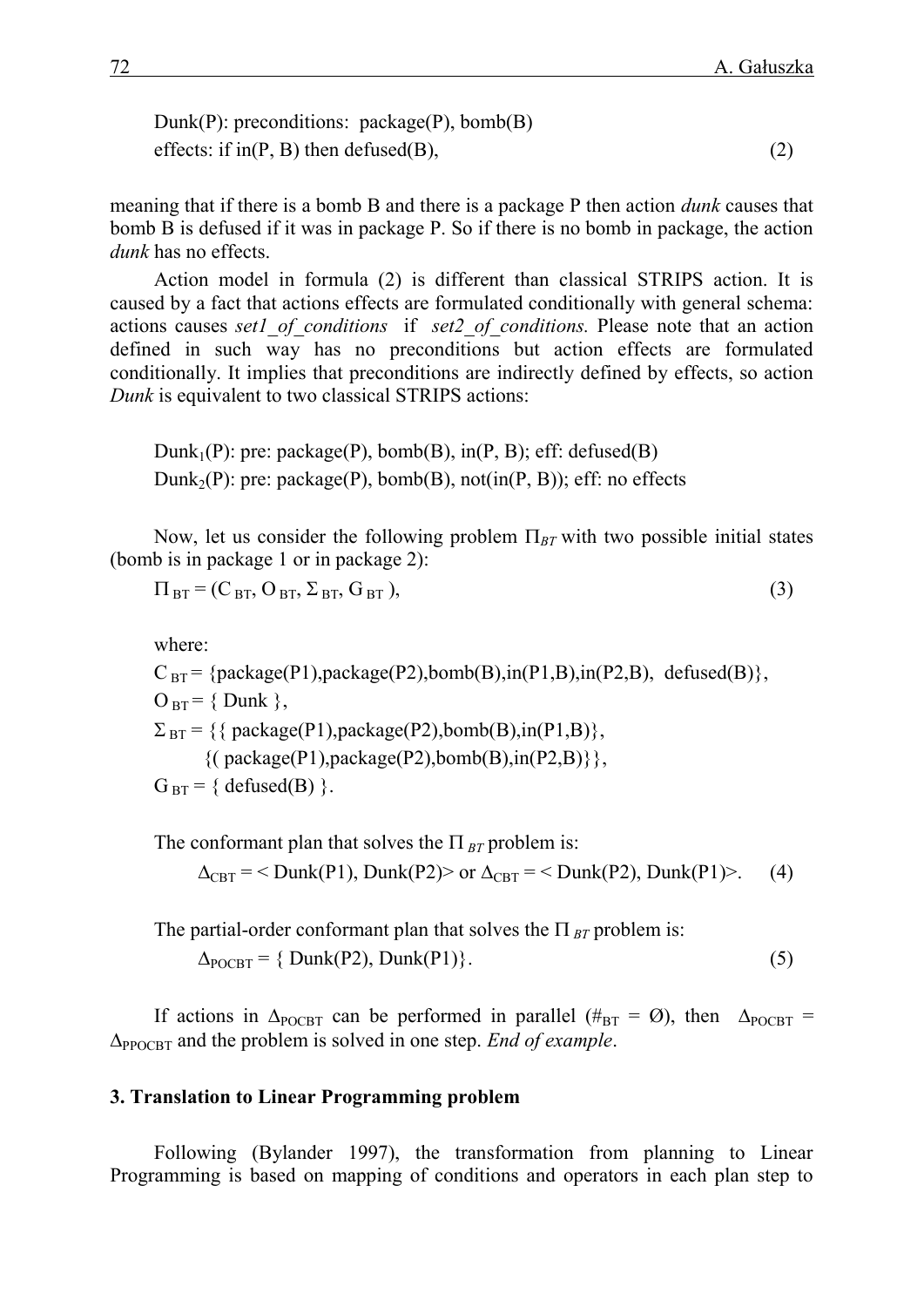Dunk(P): preconditions: package(P), bomb(B)

effects: if in(P, B) then defused(B), (2)

meaning that if there is a bomb B and there is a package P then action *dunk* causes that bomb B is defused if it was in package P. So if there is no bomb in package, the action *dunk* has no effects.

Action model in formula (2) is different than classical STRIPS action. It is caused by a fact that actions effects are formulated conditionally with general schema: actions causes *set1_of_conditions* if *set2_of_conditions.* Please note that an action defined in such way has no preconditions but action effects are formulated conditionally. It implies that preconditions are indirectly defined by effects, so action *Dunk* is equivalent to two classical STRIPS actions:

$Dunk_1$(P): pre: package(P), bomb(B), in(P, B); eff: defused(B)

$Dunk_2$(P): pre: package(P), bomb(B), not(in(P, B)); eff: no effects

Now, let us consider the following problem $\Pi_{BT}$ with two possible initial states (bomb is in package 1 or in package 2):

$$\Pi_{BT} = (C_{BT}, O_{BT}, \Sigma_{BT}, G_{BT}), \quad (3)$$

where:

$C_{BT}$ = {package(P1),package(P2),bomb(B),in(P1,B),in(P2,B), defused(B)},

$O_{BT}$ = { Dunk },

$\Sigma_{BT}$ = {{ package(P1),package(P2),bomb(B),in(P1,B)},

{( package(P1),package(P2),bomb(B),in(P2,B)}},

$G_{BT}$ = { defused(B) }.

The conformant plan that solves the $\Pi_{BT}$ problem is:

$$\Delta_{CBT} = \langle \text{Dunk(P1), Dunk(P2)} \rangle \text{ or } \Delta_{CBT} = \langle \text{Dunk(P2), Dunk(P1)} \rangle. \quad (4)$$

The partial-order conformant plan that solves the $\Pi_{BT}$ problem is:

$$\Delta_{POCBT} = \{ \text{Dunk(P2), Dunk(P1)} \}. \quad (5)$$

If actions in $\Delta_{POCBT}$ can be performed in parallel ($\#_{BT} = \emptyset$), then $\Delta_{POCBT} = \Delta_{PPOCBT}$ and the problem is solved in one step. *End of example*.

### 3. Translation to Linear Programming problem

Following (Bylander 1997), the transformation from planning to Linear Programming is based on mapping of conditions and operators in each plan step to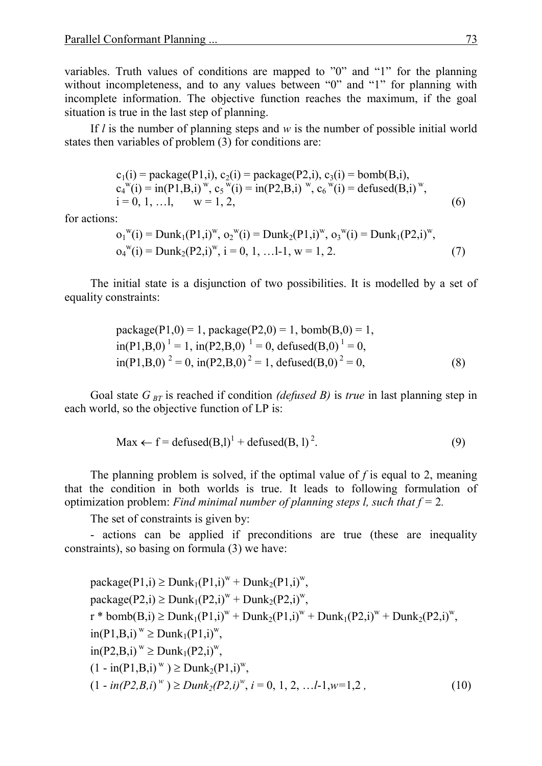variables. Truth values of conditions are mapped to ”0” and “1” for the planning without incompleteness, and to any values between “0” and “1” for planning with incomplete information. The objective function reaches the maximum, if the goal situation is true in the last step of planning.

If $l$ is the number of planning steps and $w$ is the number of possible initial world states then variables of problem (3) for conditions are:

$$
\begin{aligned}
&c_1(i) = \text{package}(P1,i),\ c_2(i) = \text{package}(P2,i),\ c_3(i) = \text{bomb}(B,i),\\
&c_4^{\,w}(i) = \text{in}(P1,B,i)^{w},\ c_5^{\,w}(i) = \text{in}(P2,B,i)^{w},\ c_6^{\,w}(i) = \text{defused}(B,i)^{w},\\
&i = 0, 1, \ldots l, \quad w = 1, 2,
\end{aligned}
\tag{6}
$$

for actions:

$$
\begin{aligned}
&o_1^{\,w}(i) = \text{Dunk}_1(P1,i)^w,\ o_2^{\,w}(i) = \text{Dunk}_2(P1,i)^w,\ o_3^{\,w}(i) = \text{Dunk}_1(P2,i)^w,\\
&o_4^{\,w}(i) = \text{Dunk}_2(P2,i)^w,\ i = 0, 1, \ldots l\text{-}1,\ w = 1, 2.
\end{aligned}
\tag{7}
$$

The initial state is a disjunction of two possibilities. It is modelled by a set of equality constraints:

$$
\begin{aligned}
&\text{package}(P1,0) = 1,\ \text{package}(P2,0) = 1,\ \text{bomb}(B,0) = 1,\\
&\text{in}(P1,B,0)^{1} = 1,\ \text{in}(P2,B,0)^{1} = 0,\ \text{defused}(B,0)^{1} = 0,\\
&\text{in}(P1,B,0)^{2} = 0,\ \text{in}(P2,B,0)^{2} = 1,\ \text{defused}(B,0)^{2} = 0,
\end{aligned}
\tag{8}
$$

Goal state $G_{BT}$ is reached if condition *(defused B)* is *true* in last planning step in each world, so the objective function of LP is:

$$
\text{Max} \leftarrow f = \text{defused}(B,l)^1 + \text{defused}(B, l)^2.
\tag{9}
$$

The planning problem is solved, if the optimal value of $f$ is equal to 2, meaning that the condition in both worlds is true. It leads to following formulation of optimization problem: *Find minimal number of planning steps l, such that f = 2.*

The set of constraints is given by:

- actions can be applied if preconditions are true (these are inequality constraints), so basing on formula (3) we have:

$$
\begin{aligned}
&\text{package}(P1,i) \geq \text{Dunk}_1(P1,i)^w + \text{Dunk}_2(P1,i)^w,\\
&\text{package}(P2,i) \geq \text{Dunk}_1(P2,i)^w + \text{Dunk}_2(P2,i)^w,\\
&r * \text{bomb}(B,i) \geq \text{Dunk}_1(P1,i)^w + \text{Dunk}_2(P1,i)^w + \text{Dunk}_1(P2,i)^w + \text{Dunk}_2(P2,i)^w,\\
&\text{in}(P1,B,i)^{w} \geq \text{Dunk}_1(P1,i)^w,\\
&\text{in}(P2,B,i)^{w} \geq \text{Dunk}_1(P2,i)^w,\\
&(1 - \text{in}(P1,B,i)^{w}) \geq \text{Dunk}_2(P1,i)^w,\\
&(1 - \mathit{in}(P2,B,i)^{w}) \geq \mathit{Dunk}_2(P2,i)^w,\ i = 0, 1, 2, \ldots l\text{-}1, w=1,2\,,
\end{aligned}
\tag{10}
$$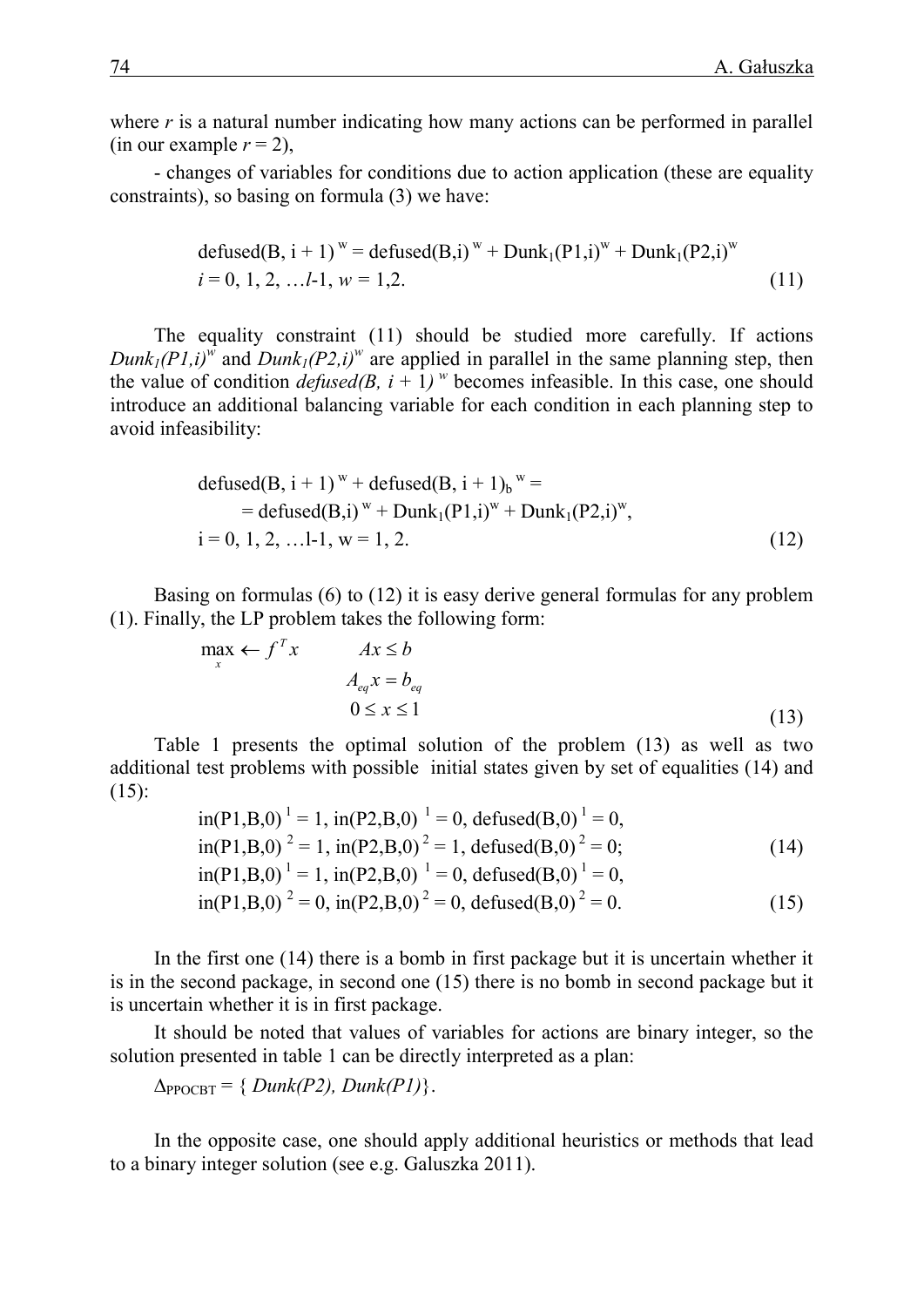where $r$ is a natural number indicating how many actions can be performed in parallel (in our example $r = 2$),

- changes of variables for conditions due to action application (these are equality constraints), so basing on formula (3) we have:

$$\text{defused}(B, i+1)^{w} = \text{defused}(B,i)^{w} + \text{Dunk}_1(P1,i)^{w} + \text{Dunk}_1(P2,i)^{w}$$
$$i = 0, 1, 2, \ldots l\text{-}1,\ w = 1,2. \tag{11}$$

The equality constraint (11) should be studied more carefully. If actions $Dunk_1(P1,i)^w$ and $Dunk_1(P2,i)^w$ are applied in parallel in the same planning step, then the value of condition $defused(B,\ i+1)^{w}$ becomes infeasible. In this case, one should introduce an additional balancing variable for each condition in each planning step to avoid infeasibility:

$$\text{defused}(B, i+1)^{w} + \text{defused}(B, i+1)_{b}^{\ w} =$$
$$= \text{defused}(B,i)^{w} + \text{Dunk}_1(P1,i)^{w} + \text{Dunk}_1(P2,i)^{w},$$
$$i = 0, 1, 2, \ldots l\text{-}1,\ w = 1, 2. \tag{12}$$

Basing on formulas (6) to (12) it is easy derive general formulas for any problem (1). Finally, the LP problem takes the following form:

$$\max_{x} \leftarrow f^{T}x \qquad \begin{aligned} Ax &\le b \\ A_{eq}x &= b_{eq} \\ 0 \le x &\le 1 \end{aligned} \tag{13}$$

Table 1 presents the optimal solution of the problem (13) as well as two additional test problems with possible initial states given by set of equalities (14) and (15):

$$\text{in}(P1,B,0)^{1} = 1,\ \text{in}(P2,B,0)^{1} = 0,\ \text{defused}(B,0)^{1} = 0,$$
$$\text{in}(P1,B,0)^{2} = 1,\ \text{in}(P2,B,0)^{2} = 1,\ \text{defused}(B,0)^{2} = 0; \tag{14}$$
$$\text{in}(P1,B,0)^{1} = 1,\ \text{in}(P2,B,0)^{1} = 0,\ \text{defused}(B,0)^{1} = 0,$$
$$\text{in}(P1,B,0)^{2} = 0,\ \text{in}(P2,B,0)^{2} = 0,\ \text{defused}(B,0)^{2} = 0. \tag{15}$$

In the first one (14) there is a bomb in first package but it is uncertain whether it is in the second package, in second one (15) there is no bomb in second package but it is uncertain whether it is in first package.

It should be noted that values of variables for actions are binary integer, so the solution presented in table 1 can be directly interpreted as a plan:

$\Delta_{PPOCBT} = \{\ Dunk(P2),\ Dunk(P1)\}$.

In the opposite case, one should apply additional heuristics or methods that lead to a binary integer solution (see e.g. Galuszka 2011).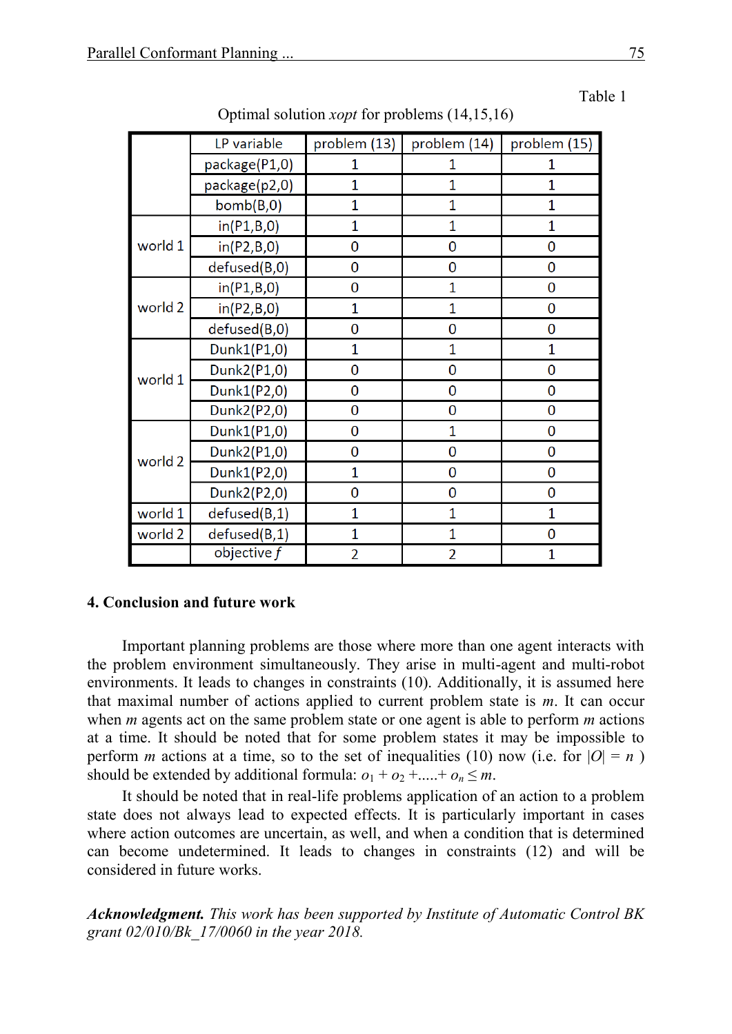Table 1

Optimal solution *xopt* for problems (14,15,16)

| | LP variable | problem (13) | problem (14) | problem (15) |
|---|---|---|---|---|
| | package(P1,0) | 1 | 1 | 1 |
| | package(p2,0) | 1 | 1 | 1 |
| | bomb(B,0) | 1 | 1 | 1 |
| world 1 | in(P1,B,0) | 1 | 1 | 1 |
| | in(P2,B,0) | 0 | 0 | 0 |
| | defused(B,0) | 0 | 0 | 0 |
| world 2 | in(P1,B,0) | 0 | 1 | 0 |
| | in(P2,B,0) | 1 | 1 | 0 |
| | defused(B,0) | 0 | 0 | 0 |
| world 1 | Dunk1(P1,0) | 1 | 1 | 1 |
| | Dunk2(P1,0) | 0 | 0 | 0 |
| | Dunk1(P2,0) | 0 | 0 | 0 |
| | Dunk2(P2,0) | 0 | 0 | 0 |
| world 2 | Dunk1(P1,0) | 0 | 1 | 0 |
| | Dunk2(P1,0) | 0 | 0 | 0 |
| | Dunk1(P2,0) | 1 | 0 | 0 |
| | Dunk2(P2,0) | 0 | 0 | 0 |
| world 1 | defused(B,1) | 1 | 1 | 1 |
| world 2 | defused(B,1) | 1 | 1 | 0 |
| | objective *f* | 2 | 2 | 1 |

## 4. Conclusion and future work

Important planning problems are those where more than one agent interacts with the problem environment simultaneously. They arise in multi-agent and multi-robot environments. It leads to changes in constraints (10). Additionally, it is assumed here that maximal number of actions applied to current problem state is $m$. It can occur when $m$ agents act on the same problem state or one agent is able to perform $m$ actions at a time. It should be noted that for some problem states it may be impossible to perform $m$ actions at a time, so to the set of inequalities (10) now (i.e. for $|O| = n$ ) should be extended by additional formula: $o_1 + o_2 + ..... + o_n \leq m$.

It should be noted that in real-life problems application of an action to a problem state does not always lead to expected effects. It is particularly important in cases where action outcomes are uncertain, as well, and when a condition that is determined can become undetermined. It leads to changes in constraints (12) and will be considered in future works.

***Acknowledgment.*** *This work has been supported by Institute of Automatic Control BK grant 02/010/Bk_17/0060 in the year 2018.*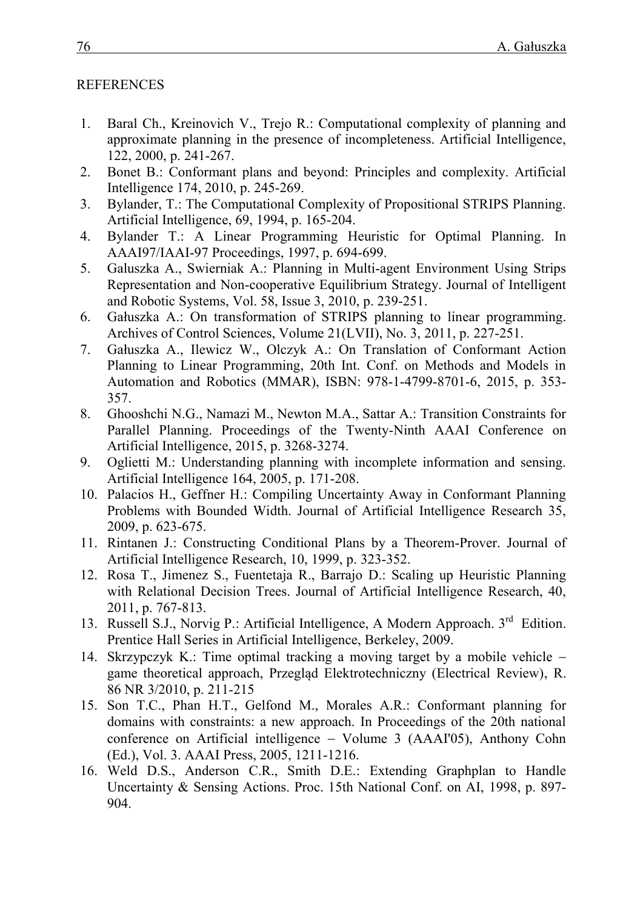REFERENCES

1. Baral Ch., Kreinovich V., Trejo R.: Computational complexity of planning and approximate planning in the presence of incompleteness. Artificial Intelligence, 122, 2000, p. 241-267.
2. Bonet B.: Conformant plans and beyond: Principles and complexity. Artificial Intelligence 174, 2010, p. 245-269.
3. Bylander, T.: The Computational Complexity of Propositional STRIPS Planning. Artificial Intelligence, 69, 1994, p. 165-204.
4. Bylander T.: A Linear Programming Heuristic for Optimal Planning. In AAAI97/IAAI-97 Proceedings, 1997, p. 694-699.
5. Galuszka A., Swierniak A.: Planning in Multi-agent Environment Using Strips Representation and Non-cooperative Equilibrium Strategy. Journal of Intelligent and Robotic Systems, Vol. 58, Issue 3, 2010, p. 239-251.
6. Gałuszka A.: On transformation of STRIPS planning to linear programming. Archives of Control Sciences, Volume 21(LVII), No. 3, 2011, p. 227-251.
7. Gałuszka A., Ilewicz W., Olczyk A.: On Translation of Conformant Action Planning to Linear Programming, 20th Int. Conf. on Methods and Models in Automation and Robotics (MMAR), ISBN: 978-1-4799-8701-6, 2015, p. 353-357.
8. Ghooshchi N.G., Namazi M., Newton M.A., Sattar A.: Transition Constraints for Parallel Planning. Proceedings of the Twenty-Ninth AAAI Conference on Artificial Intelligence, 2015, p. 3268-3274.
9. Oglietti M.: Understanding planning with incomplete information and sensing. Artificial Intelligence 164, 2005, p. 171-208.
10. Palacios H., Geffner H.: Compiling Uncertainty Away in Conformant Planning Problems with Bounded Width. Journal of Artificial Intelligence Research 35, 2009, p. 623-675.
11. Rintanen J.: Constructing Conditional Plans by a Theorem-Prover. Journal of Artificial Intelligence Research, 10, 1999, p. 323-352.
12. Rosa T., Jimenez S., Fuentetaja R., Barrajo D.: Scaling up Heuristic Planning with Relational Decision Trees. Journal of Artificial Intelligence Research, 40, 2011, p. 767-813.
13. Russell S.J., Norvig P.: Artificial Intelligence, A Modern Approach. 3rd Edition. Prentice Hall Series in Artificial Intelligence, Berkeley, 2009.
14. Skrzypczyk K.: Time optimal tracking a moving target by a mobile vehicle – game theoretical approach, Przegląd Elektrotechniczny (Electrical Review), R. 86 NR 3/2010, p. 211-215
15. Son T.C., Phan H.T., Gelfond M., Morales A.R.: Conformant planning for domains with constraints: a new approach. In Proceedings of the 20th national conference on Artificial intelligence – Volume 3 (AAAI'05), Anthony Cohn (Ed.), Vol. 3. AAAI Press, 2005, 1211-1216.
16. Weld D.S., Anderson C.R., Smith D.E.: Extending Graphplan to Handle Uncertainty & Sensing Actions. Proc. 15th National Conf. on AI, 1998, p. 897-904.